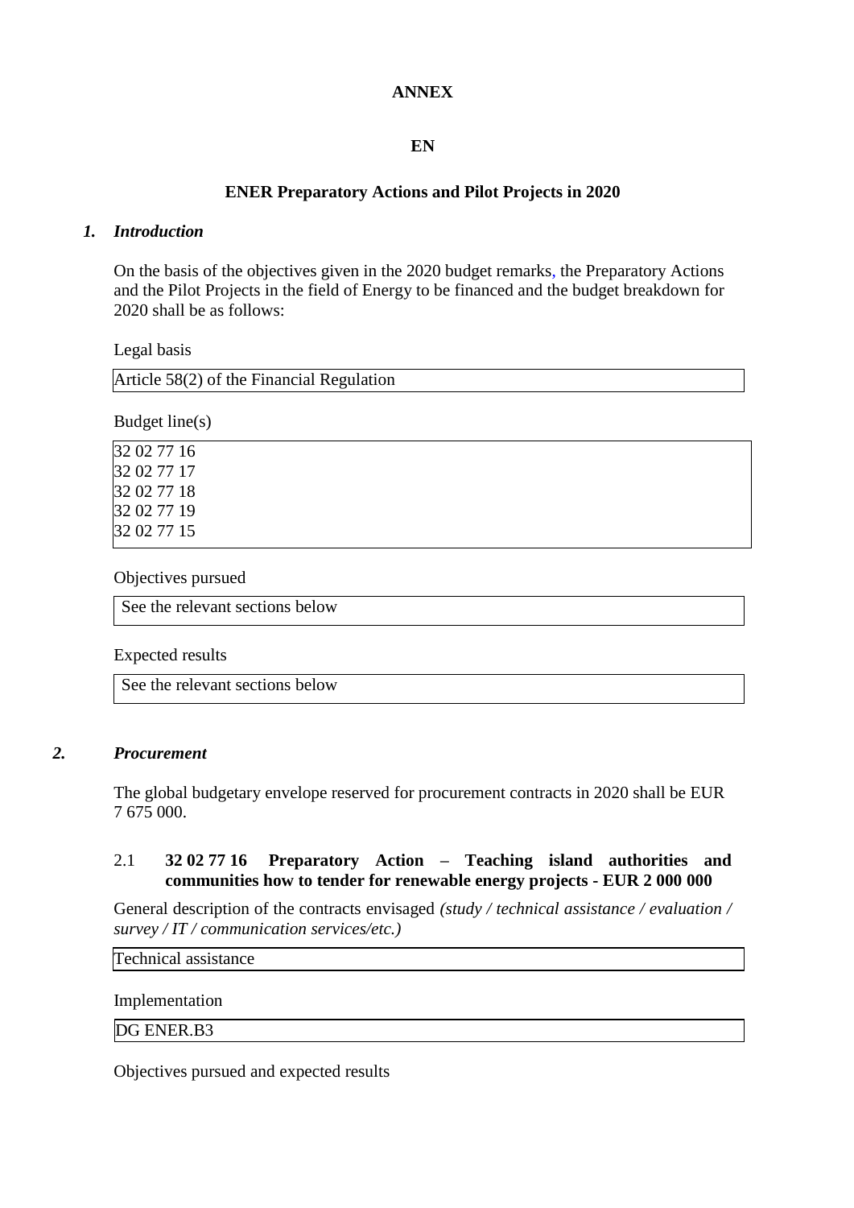**ANNEX**

**EN**

**ENER Preparatory Actions and Pilot Projects in 2020**

## *1. Introduction*

On the basis of the objectives given in the 2020 budget remarks, the Preparatory Actions and the Pilot Projects in the field of Energy to be financed and the budget breakdown for 2020 shall be as follows:

Legal basis

| Article 58(2) of the Financial Regulation |
|---|

Budget line(s)

| 32 02 77 16<br>32 02 77 17<br>32 02 77 18<br>32 02 77 19<br>32 02 77 15 |
|---|

Objectives pursued

| See the relevant sections below |
|---|

Expected results

| See the relevant sections below |
|---|

## *2. Procurement*

The global budgetary envelope reserved for procurement contracts in 2020 shall be EUR 7 675 000.

### 2.1 **32 02 77 16 Preparatory Action – Teaching island authorities and communities how to tender for renewable energy projects - EUR 2 000 000**

General description of the contracts envisaged *(study / technical assistance / evaluation / survey / IT / communication services/etc.)*

| Technical assistance |
|---|

Implementation

| DG ENER.B3 |
|---|

Objectives pursued and expected results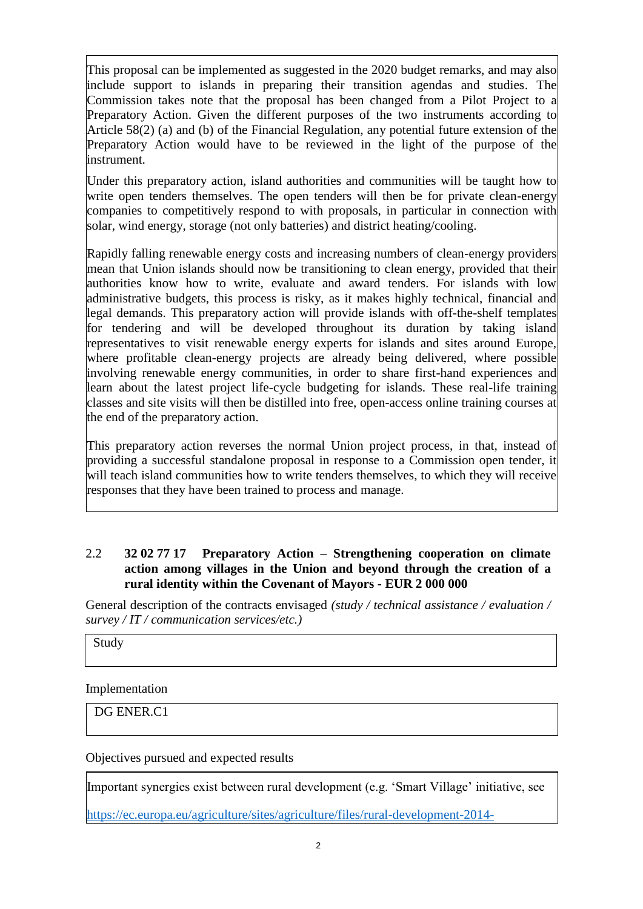This proposal can be implemented as suggested in the 2020 budget remarks, and may also include support to islands in preparing their transition agendas and studies. The Commission takes note that the proposal has been changed from a Pilot Project to a Preparatory Action. Given the different purposes of the two instruments according to Article 58(2) (a) and (b) of the Financial Regulation, any potential future extension of the Preparatory Action would have to be reviewed in the light of the purpose of the instrument.

Under this preparatory action, island authorities and communities will be taught how to write open tenders themselves. The open tenders will then be for private clean-energy companies to competitively respond to with proposals, in particular in connection with solar, wind energy, storage (not only batteries) and district heating/cooling.

Rapidly falling renewable energy costs and increasing numbers of clean-energy providers mean that Union islands should now be transitioning to clean energy, provided that their authorities know how to write, evaluate and award tenders. For islands with low administrative budgets, this process is risky, as it makes highly technical, financial and legal demands. This preparatory action will provide islands with off-the-shelf templates for tendering and will be developed throughout its duration by taking island representatives to visit renewable energy experts for islands and sites around Europe, where profitable clean-energy projects are already being delivered, where possible involving renewable energy communities, in order to share first-hand experiences and learn about the latest project life-cycle budgeting for islands. These real-life training classes and site visits will then be distilled into free, open-access online training courses at the end of the preparatory action.

This preparatory action reverses the normal Union project process, in that, instead of providing a successful standalone proposal in response to a Commission open tender, it will teach island communities how to write tenders themselves, to which they will receive responses that they have been trained to process and manage.

## 2.2 **32 02 77 17 Preparatory Action – Strengthening cooperation on climate action among villages in the Union and beyond through the creation of a rural identity within the Covenant of Mayors - EUR 2 000 000**

General description of the contracts envisaged *(study / technical assistance / evaluation / survey / IT / communication services/etc.)*

Study

Implementation

DG ENER.C1

Objectives pursued and expected results

Important synergies exist between rural development (e.g. 'Smart Village' initiative, see https://ec.europa.eu/agriculture/sites/agriculture/files/rural-development-2014-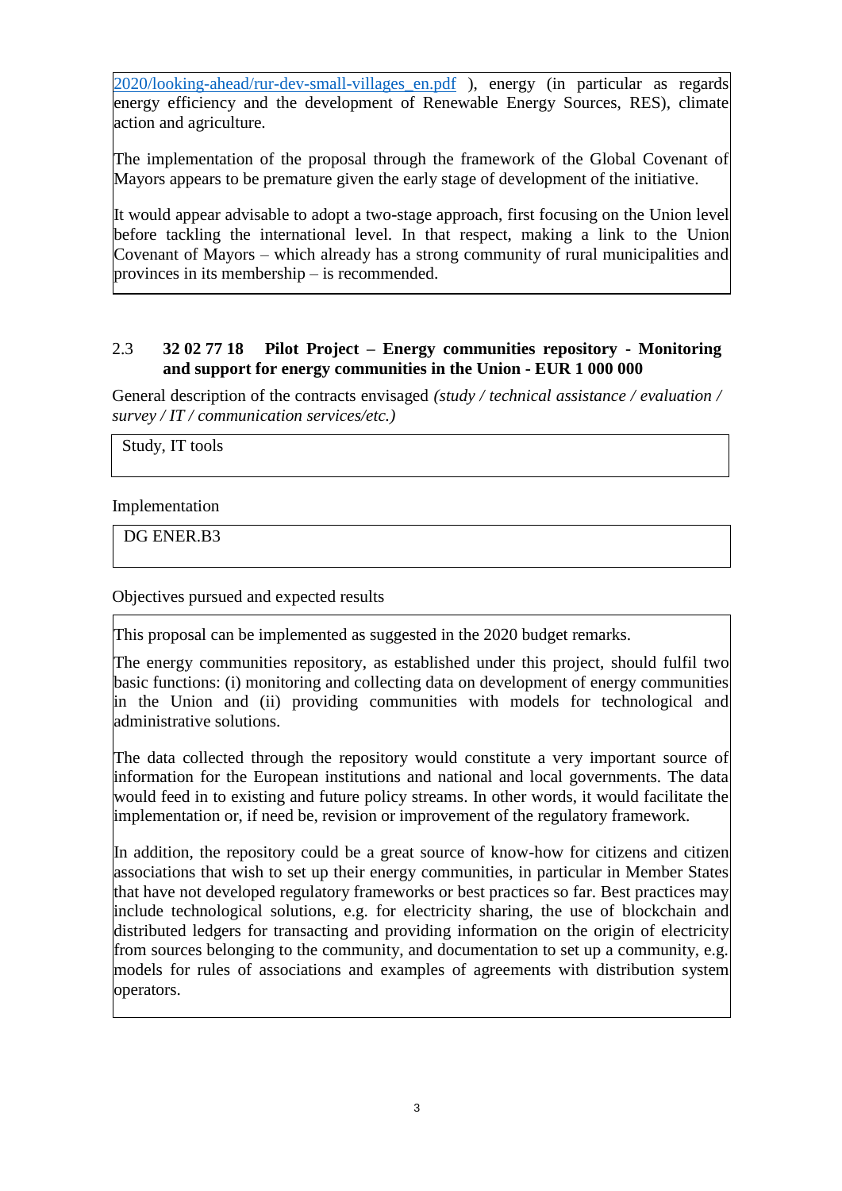2020/looking-ahead/rur-dev-small-villages_en.pdf ), energy (in particular as regards energy efficiency and the development of Renewable Energy Sources, RES), climate action and agriculture.

The implementation of the proposal through the framework of the Global Covenant of Mayors appears to be premature given the early stage of development of the initiative.

It would appear advisable to adopt a two-stage approach, first focusing on the Union level before tackling the international level. In that respect, making a link to the Union Covenant of Mayors – which already has a strong community of rural municipalities and provinces in its membership – is recommended.

## 2.3 32 02 77 18 Pilot Project – Energy communities repository - Monitoring and support for energy communities in the Union - EUR 1 000 000

General description of the contracts envisaged *(study / technical assistance / evaluation / survey / IT / communication services/etc.)*

Study, IT tools

Implementation

DG ENER.B3

Objectives pursued and expected results

This proposal can be implemented as suggested in the 2020 budget remarks.

The energy communities repository, as established under this project, should fulfil two basic functions: (i) monitoring and collecting data on development of energy communities in the Union and (ii) providing communities with models for technological and administrative solutions.

The data collected through the repository would constitute a very important source of information for the European institutions and national and local governments. The data would feed in to existing and future policy streams. In other words, it would facilitate the implementation or, if need be, revision or improvement of the regulatory framework.

In addition, the repository could be a great source of know-how for citizens and citizen associations that wish to set up their energy communities, in particular in Member States that have not developed regulatory frameworks or best practices so far. Best practices may include technological solutions, e.g. for electricity sharing, the use of blockchain and distributed ledgers for transacting and providing information on the origin of electricity from sources belonging to the community, and documentation to set up a community, e.g. models for rules of associations and examples of agreements with distribution system operators.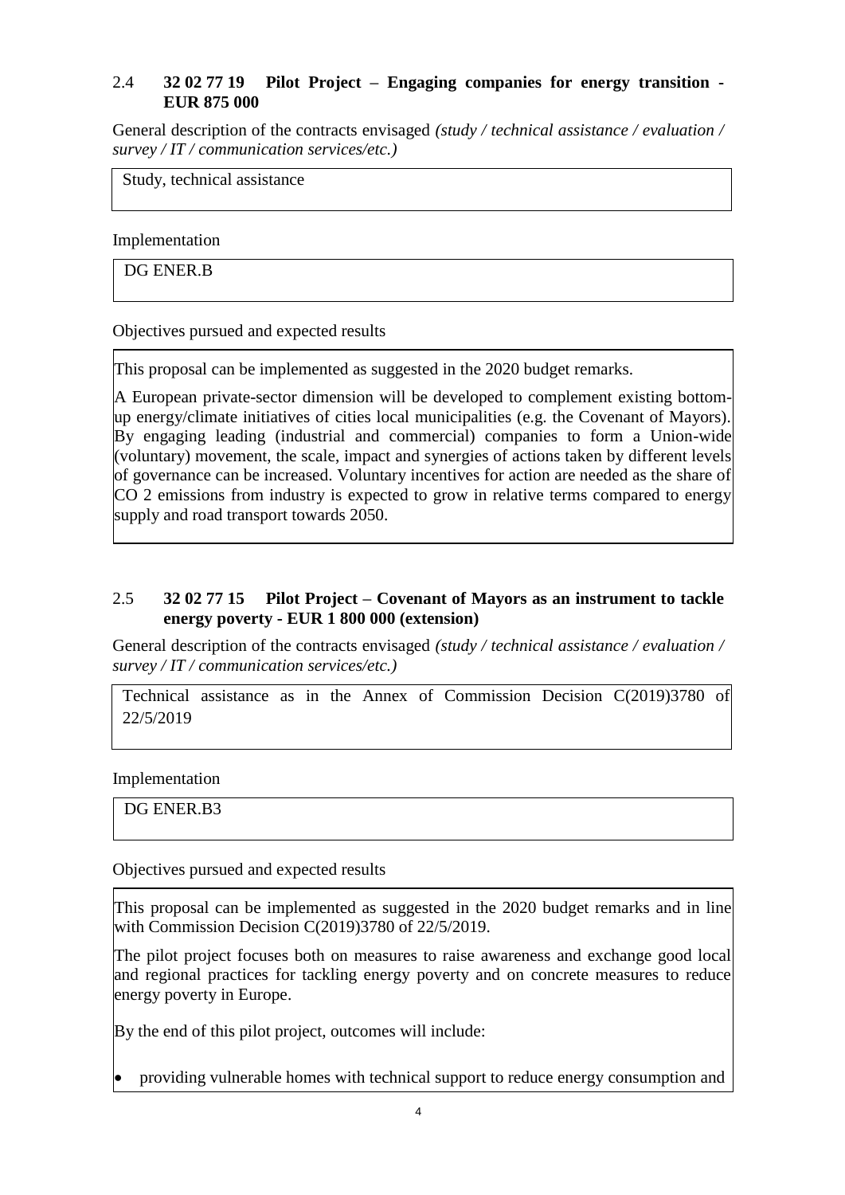## 2.4 32 02 77 19 Pilot Project – Engaging companies for energy transition - EUR 875 000

General description of the contracts envisaged *(study / technical assistance / evaluation / survey / IT / communication services/etc.)*

Study, technical assistance

Implementation

DG ENER.B

Objectives pursued and expected results

This proposal can be implemented as suggested in the 2020 budget remarks.

A European private-sector dimension will be developed to complement existing bottom-up energy/climate initiatives of cities local municipalities (e.g. the Covenant of Mayors). By engaging leading (industrial and commercial) companies to form a Union-wide (voluntary) movement, the scale, impact and synergies of actions taken by different levels of governance can be increased. Voluntary incentives for action are needed as the share of $CO_2$ emissions from industry is expected to grow in relative terms compared to energy supply and road transport towards 2050.

## 2.5 32 02 77 15 Pilot Project – Covenant of Mayors as an instrument to tackle energy poverty - EUR 1 800 000 (extension)

General description of the contracts envisaged *(study / technical assistance / evaluation / survey / IT / communication services/etc.)*

Technical assistance as in the Annex of Commission Decision C(2019)3780 of 22/5/2019

Implementation

DG ENER.B3

Objectives pursued and expected results

This proposal can be implemented as suggested in the 2020 budget remarks and in line with Commission Decision C(2019)3780 of 22/5/2019.

The pilot project focuses both on measures to raise awareness and exchange good local and regional practices for tackling energy poverty and on concrete measures to reduce energy poverty in Europe.

By the end of this pilot project, outcomes will include:

- providing vulnerable homes with technical support to reduce energy consumption and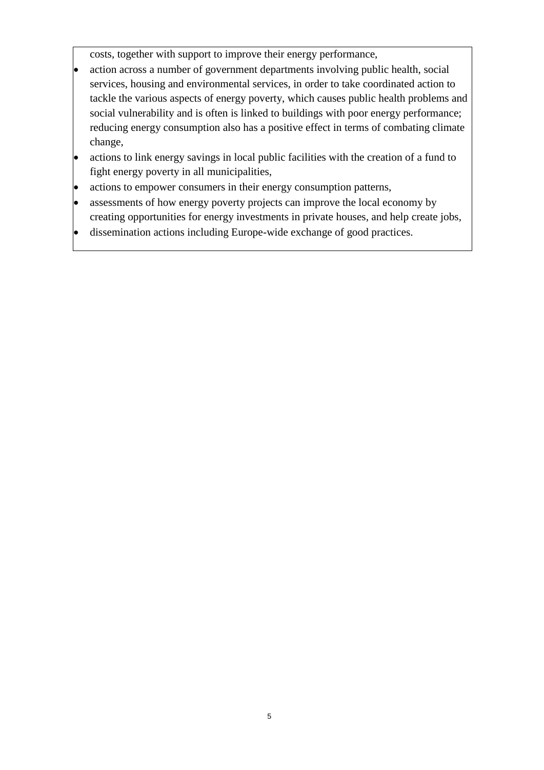costs, together with support to improve their energy performance,

- action across a number of government departments involving public health, social services, housing and environmental services, in order to take coordinated action to tackle the various aspects of energy poverty, which causes public health problems and social vulnerability and is often is linked to buildings with poor energy performance; reducing energy consumption also has a positive effect in terms of combating climate change,
- actions to link energy savings in local public facilities with the creation of a fund to fight energy poverty in all municipalities,
- actions to empower consumers in their energy consumption patterns,
- assessments of how energy poverty projects can improve the local economy by creating opportunities for energy investments in private houses, and help create jobs,
- dissemination actions including Europe-wide exchange of good practices.